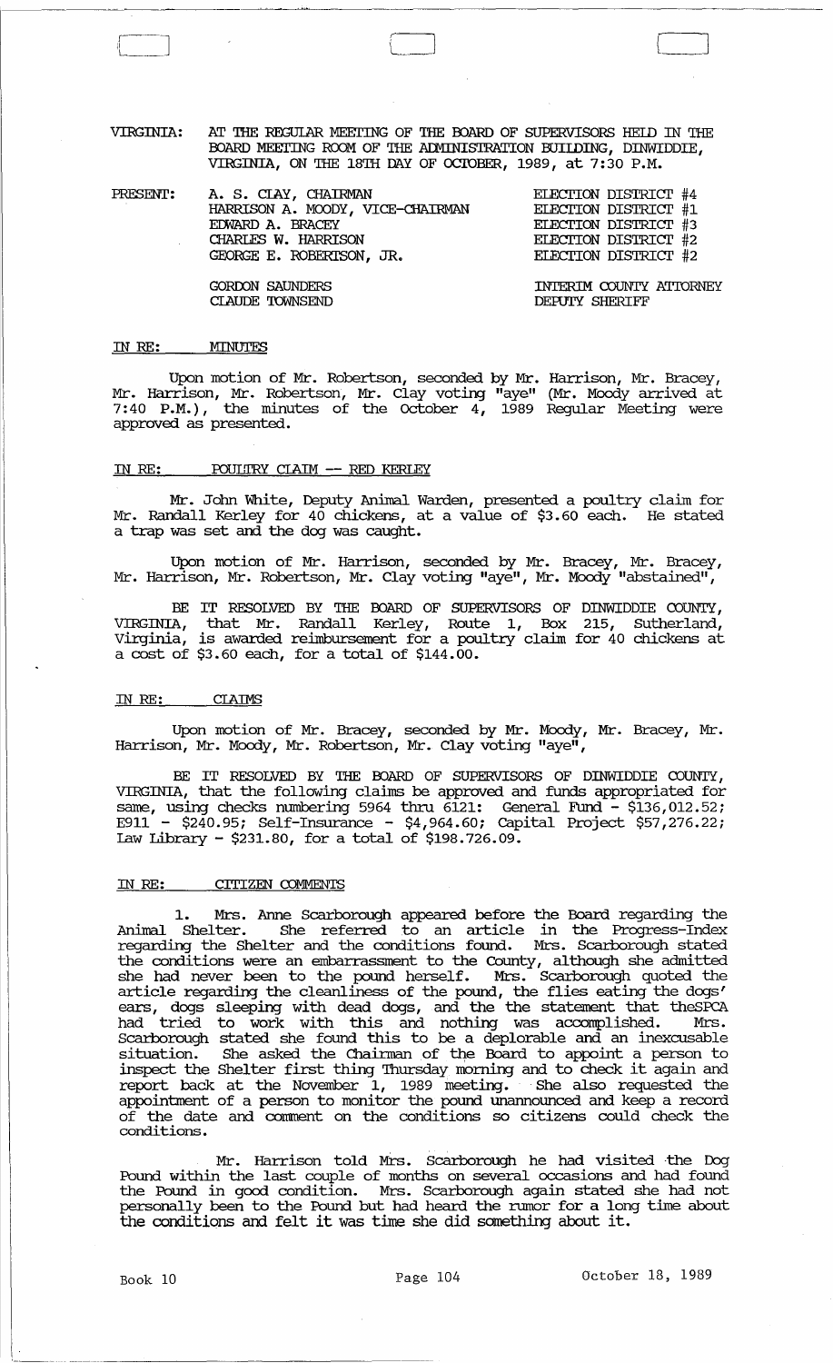VIRGINIA: AT THE REGULAR MEETING OF THE BOARD OF SUPERVISORS HELD IN THE BOARD MEETING ROOM OF THE ADMINISTRATION BUILDING, DINWIDDIE, VIRGINIA, ON THE 18TH DAY OF OCTOBER, 1989, at 7:30 P.M.

| PRESENT: | | |
|---|---|---|
| | A. S. CLAY, CHAIRMAN | ELECTION DISTRICT #4 |
| | HARRISON A. MOODY, VICE-CHAIRMAN | ELECTION DISTRICT #1 |
| | EDWARD A. BRACEY | ELECTION DISTRICT #3 |
| | CHARLES W. HARRISON | ELECTION DISTRICT #2 |
| | GEORGE E. ROBERTSON, JR. | ELECTION DISTRICT #2 |
| | GORDON SAUNDERS | INTERIM COUNTY ATTORNEY |
| | CLAUDE TOWNSEND | DEPUTY SHERIFF |

## IN RE: MINUTES

Upon motion of Mr. Robertson, seconded by Mr. Harrison, Mr. Bracey, Mr. Harrison, Mr. Robertson, Mr. Clay voting "aye" (Mr. Moody arrived at 7:40 P.M.), the minutes of the October 4, 1989 Regular Meeting were approved as presented.

## IN RE: POULTRY CLAIM -- RED KERLEY

Mr. John White, Deputy Animal Warden, presented a poultry claim for Mr. Randall Kerley for 40 chickens, at a value of $3.60 each. He stated a trap was set and the dog was caught.

Upon motion of Mr. Harrison, seconded by Mr. Bracey, Mr. Bracey, Mr. Harrison, Mr. Robertson, Mr. Clay voting "aye", Mr. Moody "abstained",

BE IT RESOLVED BY THE BOARD OF SUPERVISORS OF DINWIDDIE COUNTY, VIRGINIA, that Mr. Randall Kerley, Route 1, Box 215, Sutherland, Virginia, is awarded reimbursement for a poultry claim for 40 chickens at a cost of $3.60 each, for a total of $144.00.

## IN RE: CLAIMS

Upon motion of Mr. Bracey, seconded by Mr. Moody, Mr. Bracey, Mr. Harrison, Mr. Moody, Mr. Robertson, Mr. Clay voting "aye",

BE IT RESOLVED BY THE BOARD OF SUPERVISORS OF DINWIDDIE COUNTY, VIRGINIA, that the following claims be approved and funds appropriated for same, using checks numbering 5964 thru 6121: General Fund - $136,012.52; E911 - $240.95; Self-Insurance - $4,964.60; Capital Project $57,276.22; Law Library - $231.80, for a total of $198.726.09.

## IN RE: CITIZEN COMMENTS

1. Mrs. Anne Scarborough appeared before the Board regarding the Animal Shelter. She referred to an article in the Progress-Index regarding the Shelter and the conditions found. Mrs. Scarborough stated the conditions were an embarrassment to the County, although she admitted she had never been to the pound herself. Mrs. Scarborough quoted the article regarding the cleanliness of the pound, the flies eating the dogs' ears, dogs sleeping with dead dogs, and the the statement that theSPCA had tried to work with this and nothing was accomplished. Mrs. Scarborough stated she found this to be a deplorable and an inexcusable situation. She asked the Chairman of the Board to appoint a person to inspect the Shelter first thing Thursday morning and to check it again and report back at the November 1, 1989 meeting. She also requested the appointment of a person to monitor the pound unannounced and keep a record of the date and comment on the conditions so citizens could check the conditions.

Mr. Harrison told Mrs. Scarborough he had visited the Dog Pound within the last couple of months on several occasions and had found the Pound in good condition. Mrs. Scarborough again stated she had not personally been to the Pound but had heard the rumor for a long time about the conditions and felt it was time she did something about it.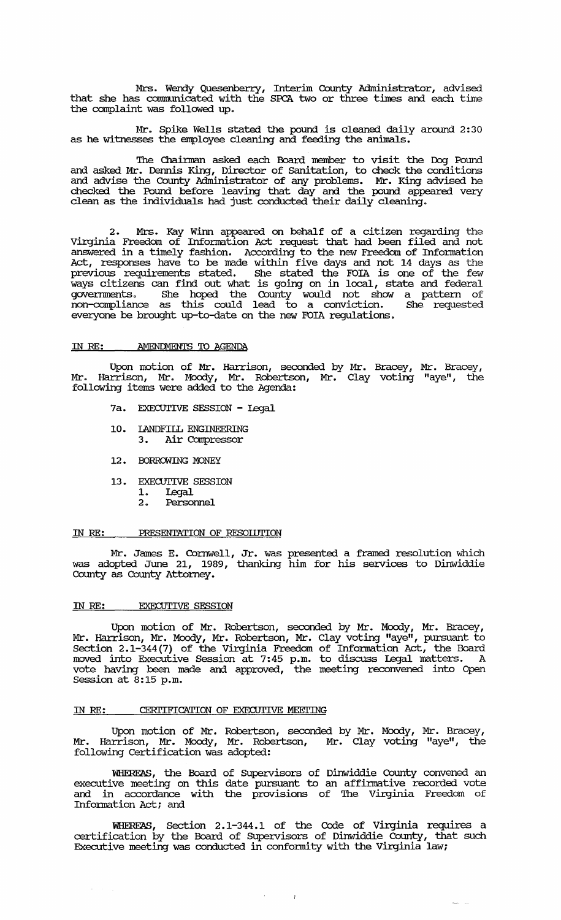Mrs. Wendy Quesenberry, Interim County Administrator, advised that she has communicated with the SPCA two or three times and each time the complaint was followed up.

Mr. Spike Wells stated the pound is cleaned daily around 2:30 as he witnesses the employee cleaning and feeding the animals.

The Chairman asked each Board member to visit the Dog Pound and asked Mr. Dennis King, Director of Sanitation, to check the conditions and advise the County Administrator of any problems. Mr. King advised he checked the Pound before leaving that day and the pound appeared very clean as the individuals had just conducted their daily cleaning.

2. Mrs. Kay Winn appeared on behalf of a citizen regarding the Virginia Freedom of Information Act request that had been filed and not answered in a timely fashion. According to the new Freedom of Information Act, responses have to be made within five days and not 14 days as the previous requirements stated. She stated the FOIA is one of the few ways citizens can find out what is going on in local, state and federal governments. She hoped the County would not show a pattern of non-compliance as this could lead to a conviction. She requested everyone be brought up-to-date on the new FOIA regulations.

IN RE: AMENDMENTS TO AGENDA

Upon motion of Mr. Harrison, seconded by Mr. Bracey, Mr. Bracey, Mr. Harrison, Mr. Moody, Mr. Robertson, Mr. Clay voting "aye", the following items were added to the Agenda:

- 7a. EXECUTIVE SESSION - Legal
- 10. LANDFILL ENGINEERING
  - 3. Air Compressor
- 12. BORROWING MONEY
- 13. EXECUTIVE SESSION
  - 1. Legal
  - 2. Personnel

IN RE: PRESENTATION OF RESOLUTION

Mr. James E. Cornwell, Jr. was presented a framed resolution which was adopted June 21, 1989, thanking him for his services to Dinwiddie County as County Attorney.

IN RE: EXECUTIVE SESSION

Upon motion of Mr. Robertson, seconded by Mr. Moody, Mr. Bracey, Mr. Harrison, Mr. Moody, Mr. Robertson, Mr. Clay voting "aye", pursuant to Section 2.1-344(7) of the Virginia Freedom of Information Act, the Board moved into Executive Session at 7:45 p.m. to discuss Legal matters. A vote having been made and approved, the meeting reconvened into Open Session at 8:15 p.m.

IN RE: CERTIFICATION OF EXECUTIVE MEETING

Upon motion of Mr. Robertson, seconded by Mr. Moody, Mr. Bracey, Mr. Harrison, Mr. Moody, Mr. Robertson, Mr. Clay voting "aye", the following Certification was adopted:

**WHEREAS**, the Board of Supervisors of Dinwiddie County convened an executive meeting on this date pursuant to an affirmative recorded vote and in accordance with the provisions of The Virginia Freedom of Information Act; and

**WHEREAS**, Section 2.1-344.1 of the Code of Virginia requires a certification by the Board of Supervisors of Dinwiddie County, that such Executive meeting was conducted in conformity with the Virginia law;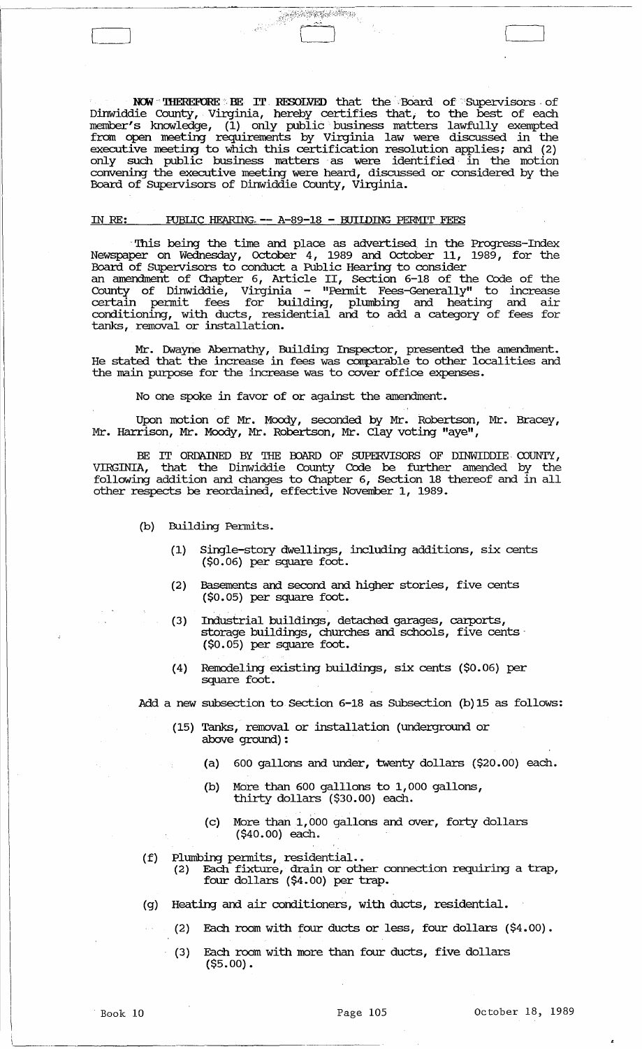**NOW THEREFORE BE IT RESOLVED** that the Board of Supervisors of Dinwiddie County, Virginia, hereby certifies that, to the best of each member's knowledge, (1) only public business matters lawfully exempted from open meeting requirements by Virginia law were discussed in the executive meeting to which this certification resolution applies; and (2) only such public business matters as were identified in the motion convening the executive meeting were heard, discussed or considered by the Board of Supervisors of Dinwiddie County, Virginia.

IN RE: PUBLIC HEARING -- A-89-18 - BUILDING PERMIT FEES

This being the time and place as advertised in the Progress-Index Newspaper on Wednesday, October 4, 1989 and October 11, 1989, for the Board of Supervisors to conduct a Public Hearing to consider an amendment of Chapter 6, Article II, Section 6-18 of the Code of the County of Dinwiddie, Virginia - "Permit Fees-Generally" to increase certain permit fees for building, plumbing and heating and air conditioning, with ducts, residential and to add a category of fees for tanks, removal or installation.

Mr. Dwayne Abernathy, Building Inspector, presented the amendment. He stated that the increase in fees was comparable to other localities and the main purpose for the increase was to cover office expenses.

No one spoke in favor of or against the amendment.

Upon motion of Mr. Moody, seconded by Mr. Robertson, Mr. Bracey, Mr. Harrison, Mr. Moody, Mr. Robertson, Mr. Clay voting "aye",

BE IT ORDAINED BY THE BOARD OF SUPERVISORS OF DINWIDDIE COUNTY, VIRGINIA, that the Dinwiddie County Code be further amended by the following addition and changes to Chapter 6, Section 18 thereof and in all other respects be reordained, effective November 1, 1989.

(b) Building Permits.

(1) Single-story dwellings, including additions, six cents ($0.06) per square foot.

(2) Basements and second and higher stories, five cents ($0.05) per square foot.

(3) Industrial buildings, detached garages, carports, storage buildings, churches and schools, five cents ($0.05) per square foot.

(4) Remodeling existing buildings, six cents ($0.06) per square foot.

Add a new subsection to Section 6-18 as Subsection (b)15 as follows:

(15) Tanks, removal or installation (underground or above ground):

(a) 600 gallons and under, twenty dollars ($20.00) each.

(b) More than 600 galllons to 1,000 gallons, thirty dollars ($30.00) each.

(c) More than 1,000 gallons and over, forty dollars ($40.00) each.

(f) Plumbing permits, residential..

(2) Each fixture, drain or other connection requiring a trap, four dollars ($4.00) per trap.

(g) Heating and air conditioners, with ducts, residential.

(2) Each room with four ducts or less, four dollars ($4.00).

(3) Each room with more than four ducts, five dollars ($5.00).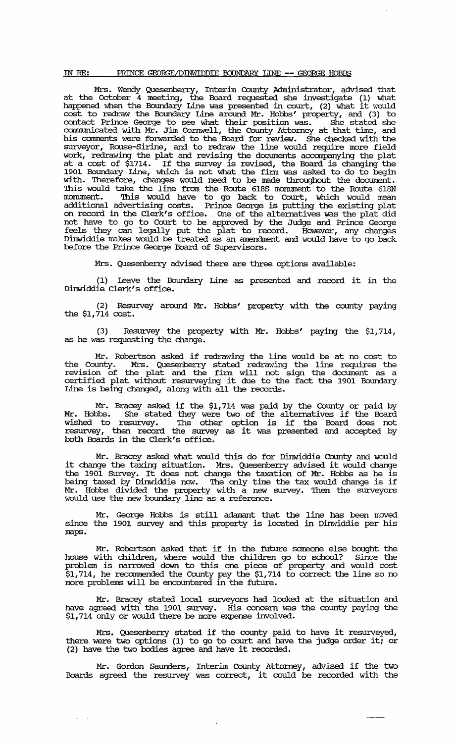IN RE: PRINCE GEORGE/DINWIDDIE BOUNDARY LINE -- GEORGE HOBBS

Mrs. Wendy Quesenberry, Interim County Administrator, advised that at the October 4 meeting, the Board requested she investigate (1) what happened when the Boundary Line was presented in court, (2) what it would cost to redraw the Boundary Line around Mr. Hobbs' property, and (3) to contact Prince George to see what their position was. She stated she communicated with Mr. Jim Cornwell, the County Attorney at that time, and his comments were forwarded to the Board for review. She checked with the surveyor, Rouse-Sirine, and to redraw the line would require more field work, redrawing the plat and revising the documents accompanying the plat at a cost of $1714. If the survey is revised, the Board is changing the 1901 Boundary Line, which is not what the firm was asked to do to begin with. Therefore, changes would need to be made throughout the document. This would take the line from the Route 618S monument to the Route 618N monument. This would have to go back to Court, which would mean additional advertising costs. Prince George is putting the existing plat on record in the Clerk's office. One of the alternatives was the plat did not have to go to Court to be approved by the Judge and Prince George feels they can legally put the plat to record. However, any changes Dinwiddie makes would be treated as an amendment and would have to go back before the Prince George Board of Supervisors.

Mrs. Quesenberry advised there are three options available:

(1) Leave the Boundary Line as presented and record it in the Dinwiddie Clerk's office.

(2) Resurvey around Mr. Hobbs' property with the county paying the $1,714 cost.

(3) Resurvey the property with Mr. Hobbs' paying the $1,714, as he was requesting the change.

Mr. Robertson asked if redrawing the line would be at no cost to the County. Mrs. Quesenberry stated redrawing the line requires the revision of the plat and the firm will not sign the document as a certified plat without resurveying it due to the fact the 1901 Boundary Line is being changed, along with all the records.

Mr. Bracey asked if the $1,714 was paid by the County or paid by Mr. Hobbs. She stated they were two of the alternatives if the Board wished to resurvey. The other option is if the Board does not resurvey, then record the survey as it was presented and accepted by both Boards in the Clerk's office.

Mr. Bracey asked what would this do for Dinwiddie County and would it change the taxing situation. Mrs. Quesenberry advised it would change the 1901 Survey. It does not change the taxation of Mr. Hobbs as he is being taxed by Dinwiddie now. The only time the tax would change is if Mr. Hobbs divided the property with a new survey. Then the surveyors would use the new boundary line as a reference.

Mr. George Hobbs is still adamant that the line has been moved since the 1901 survey and this property is located in Dinwiddie per his maps.

Mr. Robertson asked that if in the future someone else bought the house with children, where would the children go to school? Since the problem is narrowed down to this one piece of property and would cost $1,714, he recommended the County pay the $1,714 to correct the line so no more problems will be encountered in the future.

Mr. Bracey stated local surveyors had looked at the situation and have agreed with the 1901 survey. His concern was the county paying the $1,714 only or would there be more expense involved.

Mrs. Quesenberry stated if the county paid to have it resurveyed, there were two options (1) to go to court and have the judge order it; or (2) have the two bodies agree and have it recorded.

Mr. Gordon Saunders, Interim County Attorney, advised if the two Boards agreed the resurvey was correct, it could be recorded with the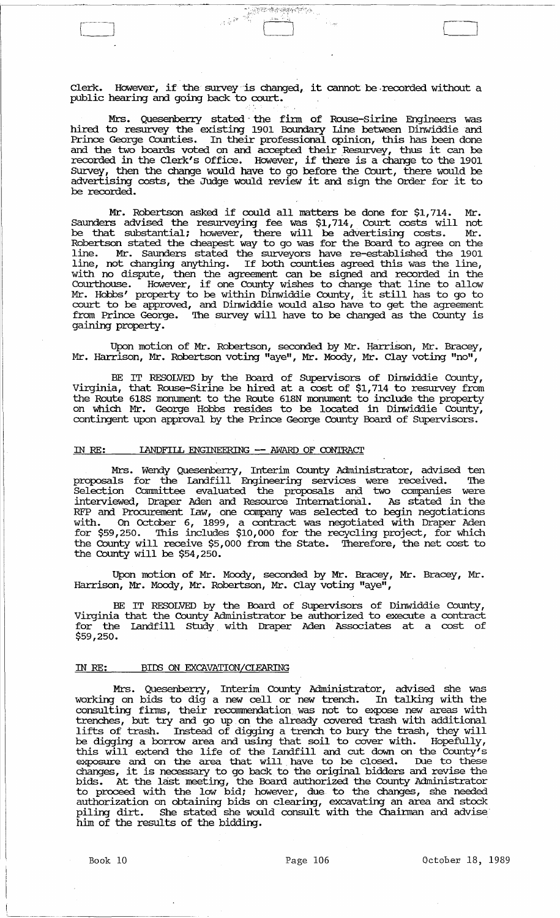Clerk. However, if the survey is changed, it cannot be recorded without a public hearing and going back to court.

Mrs. Quesenberry stated the firm of Rouse-Sirine Engineers was hired to resurvey the existing 1901 Boundary Line between Dinwiddie and Prince George Counties. In their professional opinion, this has been done and the two boards voted on and accepted their Resurvey, thus it can be recorded in the Clerk's Office. However, if there is a change to the 1901 Survey, then the change would have to go before the Court, there would be advertising costs, the Judge would review it and sign the Order for it to be recorded.

Mr. Robertson asked if could all matters be done for $1,714. Mr. Saunders advised the resurveying fee was $1,714, Court costs will not be that substantial; however, there will be advertising costs. Mr. Robertson stated the cheapest way to go was for the Board to agree on the line. Mr. Saunders stated the surveyors have re-established the 1901 line, not changing anything. If both counties agreed this was the line, with no dispute, then the agreement can be signed and recorded in the Courthouse. However, if one County wishes to change that line to allow Mr. Hobbs' property to be within Dinwiddie County, it still has to go to court to be approved, and Dinwiddie would also have to get the agreement from Prince George. The survey will have to be changed as the County is gaining property.

Upon motion of Mr. Robertson, seconded by Mr. Harrison, Mr. Bracey, Mr. Harrison, Mr. Robertson voting "aye", Mr. Moody, Mr. Clay voting "no",

BE IT RESOLVED by the Board of Supervisors of Dinwiddie County, Virginia, that Rouse-Sirine be hired at a cost of $1,714 to resurvey from the Route 618S monument to the Route 618N monument to include the property on which Mr. George Hobbs resides to be located in Dinwiddie County, contingent upon approval by the Prince George County Board of Supervisors.

IN RE: LANDFILL ENGINEERING -- AWARD OF CONTRACT

Mrs. Wendy Quesenberry, Interim County Administrator, advised ten proposals for the Landfill Engineering services were received. The Selection Committee evaluated the proposals and two companies were interviewed, Draper Aden and Resource International. As stated in the RFP and Procurement Law, one company was selected to begin negotiations with. On October 6, 1899, a contract was negotiated with Draper Aden for $59,250. This includes $10,000 for the recycling project, for which the County will receive $5,000 from the State. Therefore, the net cost to the County will be $54,250.

Upon motion of Mr. Moody, seconded by Mr. Bracey, Mr. Bracey, Mr. Harrison, Mr. Moody, Mr. Robertson, Mr. Clay voting "aye",

BE IT RESOLVED by the Board of Supervisors of Dinwiddie County, Virginia that the County Administrator be authorized to execute a contract for the Landfill Study with Draper Aden Associates at a cost of $59,250.

IN RE: BIDS ON EXCAVATION/CLEARING

Mrs. Quesenberry, Interim County Administrator, advised she was working on bids to dig a new cell or new trench. In talking with the consulting firms, their recommendation was not to expose new areas with trenches, but try and go up on the already covered trash with additional lifts of trash. Instead of digging a trench to bury the trash, they will be digging a borrow area and using that soil to cover with. Hopefully, this will extend the life of the landfill and cut down on the County's exposure and on the area that will have to be closed. Due to these changes, it is necessary to go back to the original bidders and revise the bids. At the last meeting, the Board authorized the County Administrator to proceed with the low bid; however, due to the changes, she needed authorization on obtaining bids on clearing, excavating an area and stock piling dirt. She stated she would consult with the Chairman and advise him of the results of the bidding.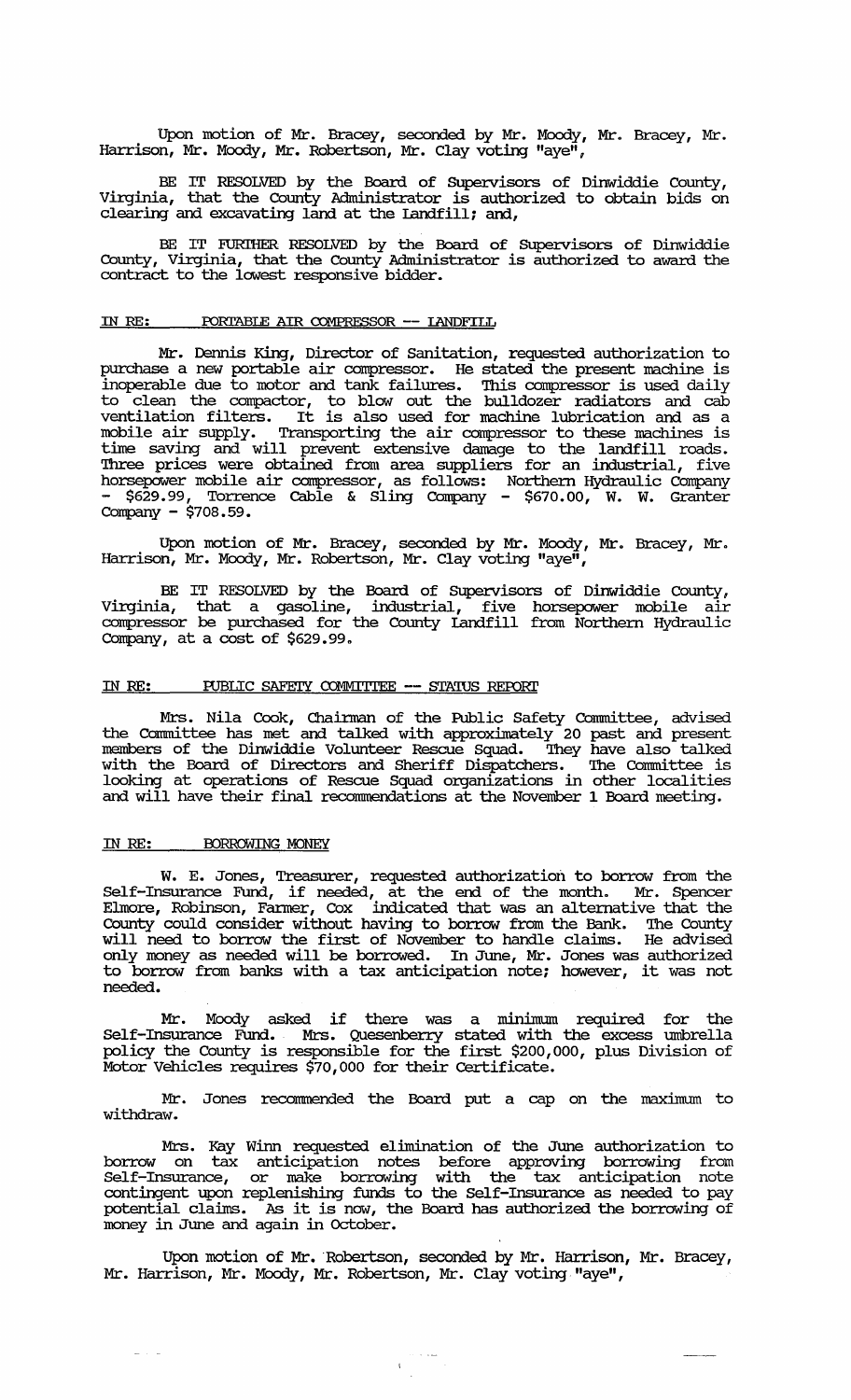Upon motion of Mr. Bracey, seconded by Mr. Moody, Mr. Bracey, Mr. Harrison, Mr. Moody, Mr. Robertson, Mr. Clay voting "aye",

BE IT RESOLVED by the Board of Supervisors of Dinwiddie County, Virginia, that the County Administrator is authorized to obtain bids on clearing and excavating land at the Landfill; and,

BE IT FURTHER RESOLVED by the Board of Supervisors of Dinwiddie County, Virginia, that the County Administrator is authorized to award the contract to the lowest responsive bidder.

## IN RE: PORTABLE AIR COMPRESSOR -- LANDFILL

Mr. Dennis King, Director of Sanitation, requested authorization to purchase a new portable air compressor. He stated the present machine is inoperable due to motor and tank failures. This compressor is used daily to clean the compactor, to blow out the bulldozer radiators and cab ventilation filters. It is also used for machine lubrication and as a mobile air supply. Transporting the air compressor to these machines is time saving and will prevent extensive damage to the landfill roads. Three prices were obtained from area suppliers for an industrial, five horsepower mobile air compressor, as follows: Northern Hydraulic Company - $629.99, Torrence Cable & Sling Company - $670.00, W. W. Granter Company - $708.59.

Upon motion of Mr. Bracey, seconded by Mr. Moody, Mr. Bracey, Mr. Harrison, Mr. Moody, Mr. Robertson, Mr. Clay voting "aye",

BE IT RESOLVED by the Board of Supervisors of Dinwiddie County, Virginia, that a gasoline, industrial, five horsepower mobile air compressor be purchased for the County Landfill from Northern Hydraulic Company, at a cost of $629.99.

## IN RE: PUBLIC SAFETY COMMITTEE -- STATUS REPORT

Mrs. Nila Cook, Chairman of the Public Safety Committee, advised the Committee has met and talked with approximately 20 past and present members of the Dinwiddie Volunteer Rescue Squad. They have also talked with the Board of Directors and Sheriff Dispatchers. The Committee is looking at operations of Rescue Squad organizations in other localities and will have their final recommendations at the November 1 Board meeting.

## IN RE: BORROWING MONEY

W. E. Jones, Treasurer, requested authorization to borrow from the Self-Insurance Fund, if needed, at the end of the month. Mr. Spencer Elmore, Robinson, Farmer, Cox indicated that was an alternative that the County could consider without having to borrow from the Bank. The County will need to borrow the first of November to handle claims. He advised only money as needed will be borrowed. In June, Mr. Jones was authorized to borrow from banks with a tax anticipation note; however, it was not needed.

Mr. Moody asked if there was a minimum required for the Self-Insurance Fund. Mrs. Quesenberry stated with the excess umbrella policy the County is responsible for the first $200,000, plus Division of Motor Vehicles requires $70,000 for their Certificate.

Mr. Jones recommended the Board put a cap on the maximum to withdraw.

Mrs. Kay Winn requested elimination of the June authorization to borrow on tax anticipation notes before approving borrowing from Self-Insurance, or make borrowing with the tax anticipation note contingent upon replenishing funds to the Self-Insurance as needed to pay potential claims. As it is now, the Board has authorized the borrowing of money in June and again in October.

Upon motion of Mr. Robertson, seconded by Mr. Harrison, Mr. Bracey, Mr. Harrison, Mr. Moody, Mr. Robertson, Mr. Clay voting "aye",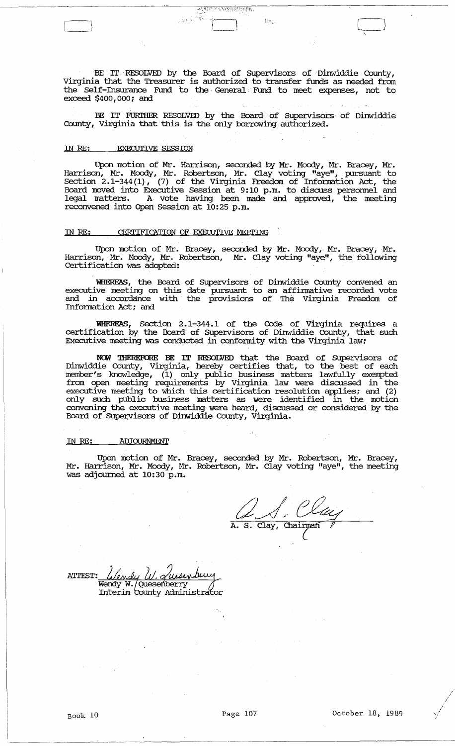BE IT RESOLVED by the Board of Supervisors of Dinwiddie County, Virginia that the Treasurer is authorized to transfer funds as needed from the Self-Insurance Fund to the General Fund to meet expenses, not to exceed $400,000; and

BE IT FURTHER RESOLVED by the Board of Supervisors of Dinwiddie County, Virginia that this is the only borrowing authorized.

IN RE: EXECUTIVE SESSION

Upon motion of Mr. Harrison, seconded by Mr. Moody, Mr. Bracey, Mr. Harrison, Mr. Moody, Mr. Robertson, Mr. Clay voting "aye", pursuant to Section 2.1-344(1), (7) of the Virginia Freedom of Information Act, the Board moved into Executive Session at 9:10 p.m. to discuss personnel and legal matters. A vote having been made and approved, the meeting reconvened into Open Session at 10:25 p.m.

IN RE: CERTIFICATION OF EXECUTIVE MEETING

Upon motion of Mr. Bracey, seconded by Mr. Moody, Mr. Bracey, Mr. Harrison, Mr. Moody, Mr. Robertson, Mr. Clay voting "aye", the following Certification was adopted:

**WHEREAS**, the Board of Supervisors of Dinwiddie County convened an executive meeting on this date pursuant to an affirmative recorded vote and in accordance with the provisions of The Virginia Freedom of Information Act; and

**WHEREAS**, Section 2.1-344.1 of the Code of Virginia requires a certification by the Board of Supervisors of Dinwiddie County, that such Executive meeting was conducted in conformity with the Virginia law;

**NOW THEREFORE BE IT RESOLVED** that the Board of Supervisors of Dinwiddie County, Virginia, hereby certifies that, to the best of each member's knowledge, (1) only public business matters lawfully exempted from open meeting requirements by Virginia law were discussed in the executive meeting to which this certification resolution applies; and (2) only such public business matters as were identified in the motion convening the executive meeting were heard, discussed or considered by the Board of Supervisors of Dinwiddie County, Virginia.

IN RE: ADJOURNMENT

Upon motion of Mr. Bracey, seconded by Mr. Robertson, Mr. Bracey, Mr. Harrison, Mr. Moody, Mr. Robertson, Mr. Clay voting "aye", the meeting was adjourned at 10:30 p.m.

A. S. Clay, Chairman

ATTEST: Wendy W. Quesenberry
Interim County Administrator

Book 10 — October 18, 1989